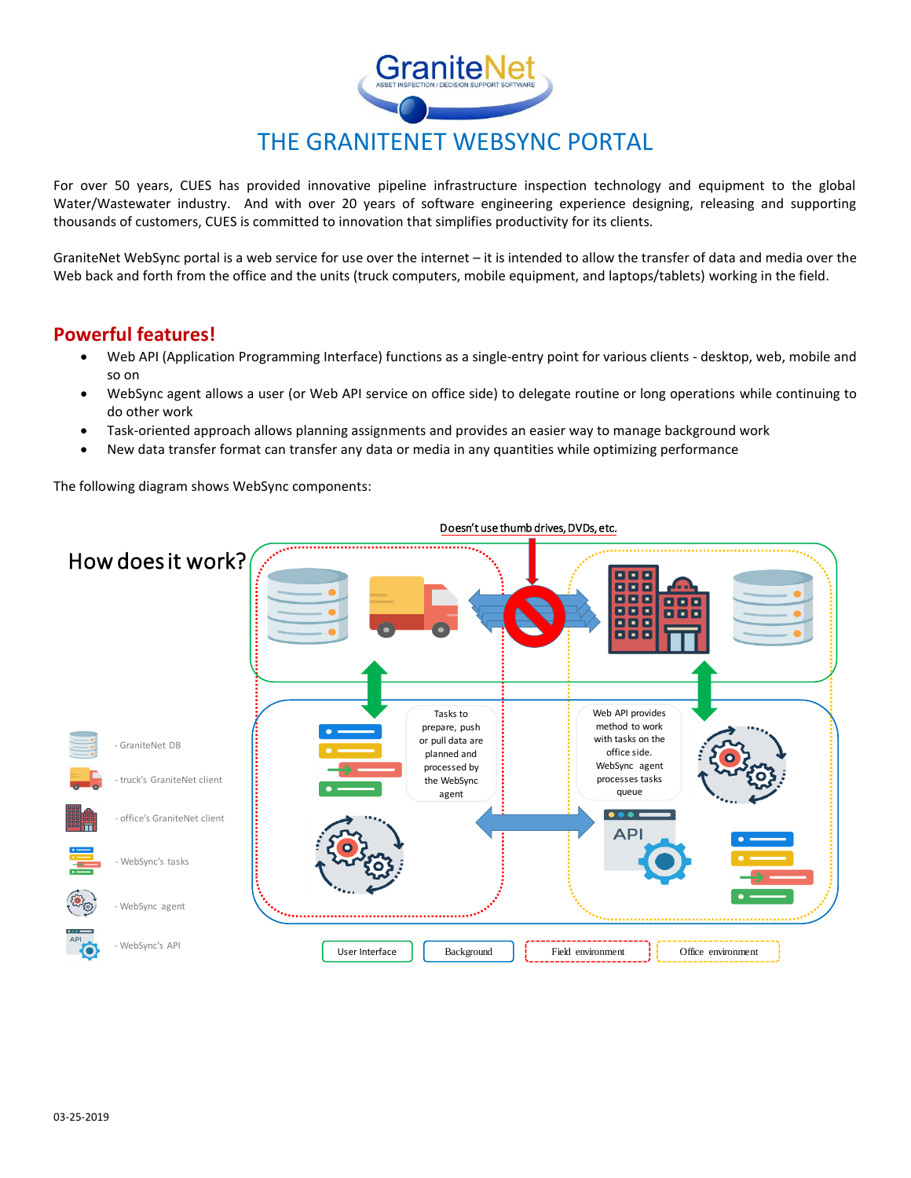# GraniteNet

ASSET INSPECTION / DECISION SUPPORT SOFTWARE

# THE GRANITENET WEBSYNC PORTAL

For over 50 years, CUES has provided innovative pipeline infrastructure inspection technology and equipment to the global Water/Wastewater industry. And with over 20 years of software engineering experience designing, releasing and supporting thousands of customers, CUES is committed to innovation that simplifies productivity for its clients.

GraniteNet WebSync portal is a web service for use over the internet – it is intended to allow the transfer of data and media over the Web back and forth from the office and the units (truck computers, mobile equipment, and laptops/tablets) working in the field.

## Powerful features!

- Web API (Application Programming Interface) functions as a single-entry point for various clients - desktop, web, mobile and so on
- WebSync agent allows a user (or Web API service on office side) to delegate routine or long operations while continuing to do other work
- Task-oriented approach allows planning assignments and provides an easier way to manage background work
- New data transfer format can transfer any data or media in any quantities while optimizing performance

The following diagram shows WebSync components:

**How does it work?**

Doesn't use thumb drives, DVDs, etc.

Tasks to prepare, push or pull data are planned and processed by the WebSync agent

Web API provides method to work with tasks on the office side. WebSync agent processes tasks queue

- GraniteNet DB
- truck's GraniteNet client
- office's GraniteNet client
- WebSync's tasks
- WebSync agent
- WebSync's API

User Interface | Background | Field environment | Office environment

03-25-2019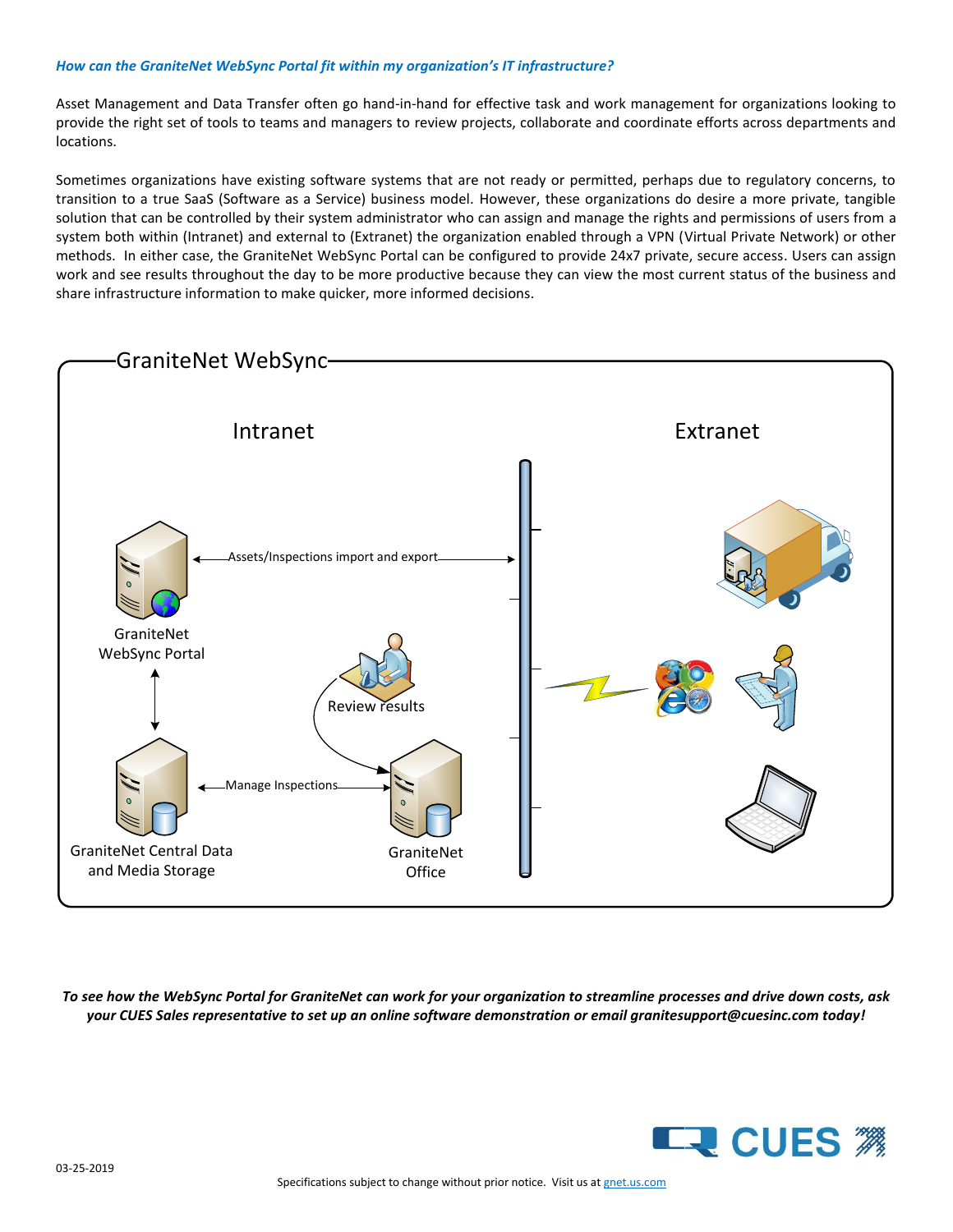***How can the GraniteNet WebSync Portal fit within my organization's IT infrastructure?***

Asset Management and Data Transfer often go hand-in-hand for effective task and work management for organizations looking to provide the right set of tools to teams and managers to review projects, collaborate and coordinate efforts across departments and locations.

Sometimes organizations have existing software systems that are not ready or permitted, perhaps due to regulatory concerns, to transition to a true SaaS (Software as a Service) business model. However, these organizations do desire a more private, tangible solution that can be controlled by their system administrator who can assign and manage the rights and permissions of users from a system both within (Intranet) and external to (Extranet) the organization enabled through a VPN (Virtual Private Network) or other methods. In either case, the GraniteNet WebSync Portal can be configured to provide 24x7 private, secure access. Users can assign work and see results throughout the day to be more productive because they can view the most current status of the business and share infrastructure information to make quicker, more informed decisions.

GraniteNet WebSync

Intranet

Extranet

Assets/Inspections import and export

GraniteNet WebSync Portal

Review results

Manage Inspections

GraniteNet Central Data and Media Storage

GraniteNet Office

***To see how the WebSync Portal for GraniteNet can work for your organization to streamline processes and drive down costs, ask your CUES Sales representative to set up an online software demonstration or email granitesupport@cuesinc.com today!***

CUES

03-25-2019

Specifications subject to change without prior notice. Visit us at [gnet.us.com](gnet.us.com)